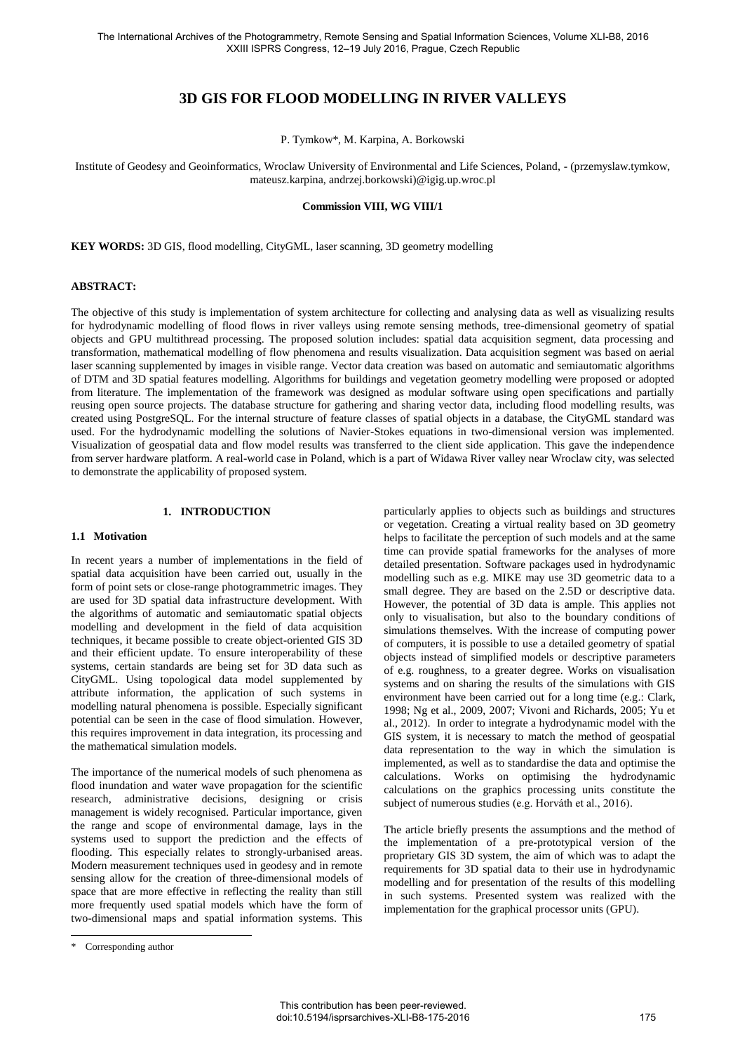# 3D GIS FOR FLOOD MODELLING IN RIVER VALLEYS

P. Tymkow*, M. Karpina, A. Borkowski

Institute of Geodesy and Geoinformatics, Wroclaw University of Environmental and Life Sciences, Poland, - (przemyslaw.tymkow, mateusz.karpina, andrzej.borkowski)@igig.up.wroc.pl

**Commission VIII, WG VIII/1**

**KEY WORDS:** 3D GIS, flood modelling, CityGML, laser scanning, 3D geometry modelling

## ABSTRACT:

The objective of this study is implementation of system architecture for collecting and analysing data as well as visualizing results for hydrodynamic modelling of flood flows in river valleys using remote sensing methods, tree-dimensional geometry of spatial objects and GPU multithread processing. The proposed solution includes: spatial data acquisition segment, data processing and transformation, mathematical modelling of flow phenomena and results visualization. Data acquisition segment was based on aerial laser scanning supplemented by images in visible range. Vector data creation was based on automatic and semiautomatic algorithms of DTM and 3D spatial features modelling. Algorithms for buildings and vegetation geometry modelling were proposed or adopted from literature. The implementation of the framework was designed as modular software using open specifications and partially reusing open source projects. The database structure for gathering and sharing vector data, including flood modelling results, was created using PostgreSQL. For the internal structure of feature classes of spatial objects in a database, the CityGML standard was used. For the hydrodynamic modelling the solutions of Navier-Stokes equations in two-dimensional version was implemented. Visualization of geospatial data and flow model results was transferred to the client side application. This gave the independence from server hardware platform. A real-world case in Poland, which is a part of Widawa River valley near Wroclaw city, was selected to demonstrate the applicability of proposed system.

## 1. INTRODUCTION

### 1.1 Motivation

In recent years a number of implementations in the field of spatial data acquisition have been carried out, usually in the form of point sets or close-range photogrammetric images. They are used for 3D spatial data infrastructure development. With the algorithms of automatic and semiautomatic spatial objects modelling and development in the field of data acquisition techniques, it became possible to create object-oriented GIS 3D and their efficient update. To ensure interoperability of these systems, certain standards are being set for 3D data such as CityGML. Using topological data model supplemented by attribute information, the application of such systems in modelling natural phenomena is possible. Especially significant potential can be seen in the case of flood simulation. However, this requires improvement in data integration, its processing and the mathematical simulation models.

The importance of the numerical models of such phenomena as flood inundation and water wave propagation for the scientific research, administrative decisions, designing or crisis management is widely recognised. Particular importance, given the range and scope of environmental damage, lays in the systems used to support the prediction and the effects of flooding. This especially relates to strongly-urbanised areas. Modern measurement techniques used in geodesy and in remote sensing allow for the creation of three-dimensional models of space that are more effective in reflecting the reality than still more frequently used spatial models which have the form of two-dimensional maps and spatial information systems. This particularly applies to objects such as buildings and structures or vegetation. Creating a virtual reality based on 3D geometry helps to facilitate the perception of such models and at the same time can provide spatial frameworks for the analyses of more detailed presentation. Software packages used in hydrodynamic modelling such as e.g. MIKE may use 3D geometric data to a small degree. They are based on the 2.5D or descriptive data. However, the potential of 3D data is ample. This applies not only to visualisation, but also to the boundary conditions of simulations themselves. With the increase of computing power of computers, it is possible to use a detailed geometry of spatial objects instead of simplified models or descriptive parameters of e.g. roughness, to a greater degree. Works on visualisation systems and on sharing the results of the simulations with GIS environment have been carried out for a long time (e.g.: Clark, 1998; Ng et al., 2009, 2007; Vivoni and Richards, 2005; Yu et al., 2012). In order to integrate a hydrodynamic model with the GIS system, it is necessary to match the method of geospatial data representation to the way in which the simulation is implemented, as well as to standardise the data and optimise the calculations. Works on optimising the hydrodynamic calculations on the graphics processing units constitute the subject of numerous studies (e.g. Horváth et al., 2016).

The article briefly presents the assumptions and the method of the implementation of a pre-prototypical version of the proprietary GIS 3D system, the aim of which was to adapt the requirements for 3D spatial data to their use in hydrodynamic modelling and for presentation of the results of this modelling in such systems. Presented system was realized with the implementation for the graphical processor units (GPU).

* Corresponding author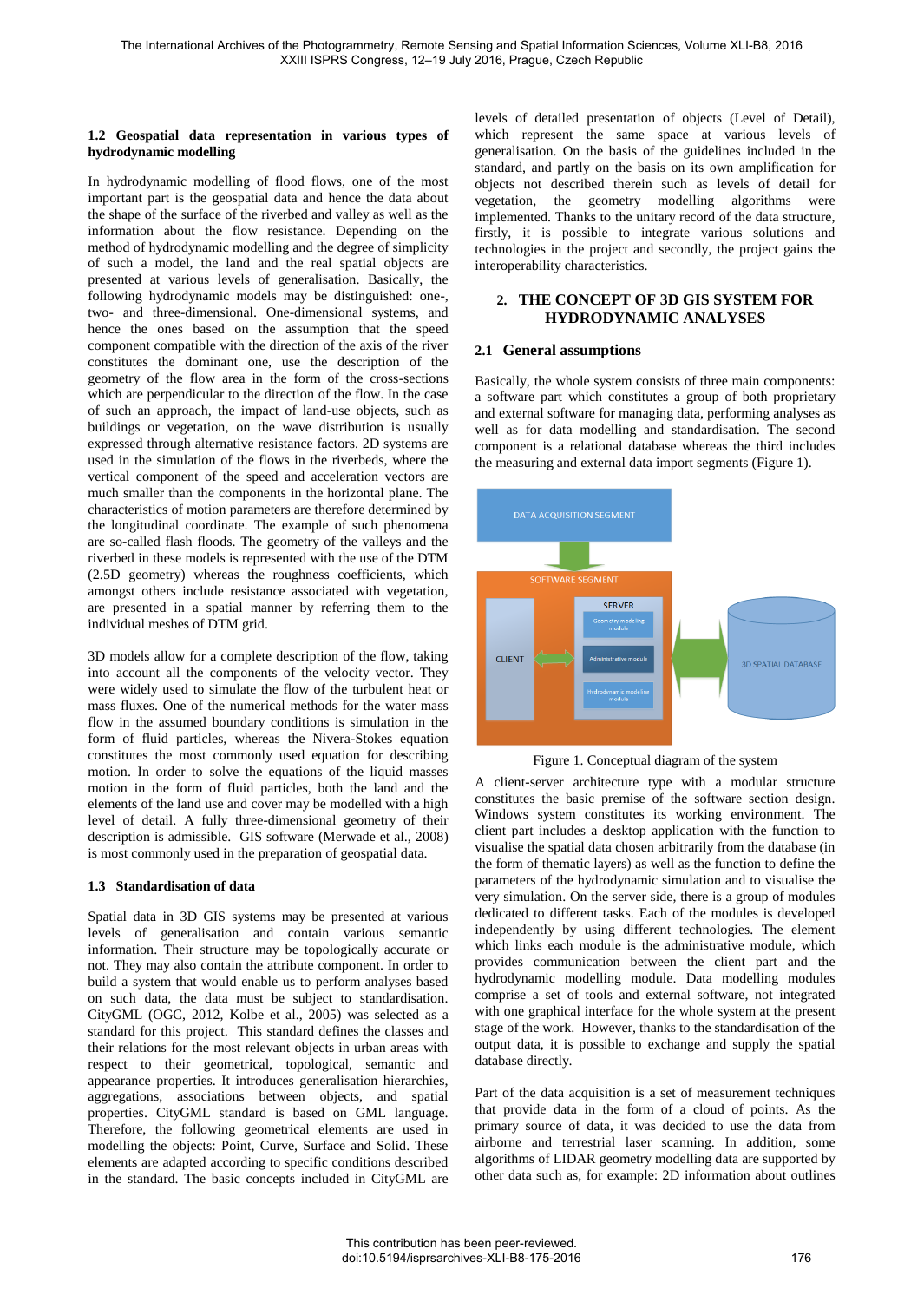### 1.2 Geospatial data representation in various types of hydrodynamic modelling

In hydrodynamic modelling of flood flows, one of the most important part is the geospatial data and hence the data about the shape of the surface of the riverbed and valley as well as the information about the flow resistance. Depending on the method of hydrodynamic modelling and the degree of simplicity of such a model, the land and the real spatial objects are presented at various levels of generalisation. Basically, the following hydrodynamic models may be distinguished: one-, two- and three-dimensional. One-dimensional systems, and hence the ones based on the assumption that the speed component compatible with the direction of the axis of the river constitutes the dominant one, use the description of the geometry of the flow area in the form of the cross-sections which are perpendicular to the direction of the flow. In the case of such an approach, the impact of land-use objects, such as buildings or vegetation, on the wave distribution is usually expressed through alternative resistance factors. 2D systems are used in the simulation of the flows in the riverbeds, where the vertical component of the speed and acceleration vectors are much smaller than the components in the horizontal plane. The characteristics of motion parameters are therefore determined by the longitudinal coordinate. The example of such phenomena are so-called flash floods. The geometry of the valleys and the riverbed in these models is represented with the use of the DTM (2.5D geometry) whereas the roughness coefficients, which amongst others include resistance associated with vegetation, are presented in a spatial manner by referring them to the individual meshes of DTM grid.

3D models allow for a complete description of the flow, taking into account all the components of the velocity vector. They were widely used to simulate the flow of the turbulent heat or mass fluxes. One of the numerical methods for the water mass flow in the assumed boundary conditions is simulation in the form of fluid particles, whereas the Nivera-Stokes equation constitutes the most commonly used equation for describing motion. In order to solve the equations of the liquid masses motion in the form of fluid particles, both the land and the elements of the land use and cover may be modelled with a high level of detail. A fully three-dimensional geometry of their description is admissible. GIS software (Merwade et al., 2008) is most commonly used in the preparation of geospatial data.

### 1.3 Standardisation of data

Spatial data in 3D GIS systems may be presented at various levels of generalisation and contain various semantic information. Their structure may be topologically accurate or not. They may also contain the attribute component. In order to build a system that would enable us to perform analyses based on such data, the data must be subject to standardisation. CityGML (OGC, 2012, Kolbe et al., 2005) was selected as a standard for this project. This standard defines the classes and their relations for the most relevant objects in urban areas with respect to their geometrical, topological, semantic and appearance properties. It introduces generalisation hierarchies, aggregations, associations between objects, and spatial properties. CityGML standard is based on GML language. Therefore, the following geometrical elements are used in modelling the objects: Point, Curve, Surface and Solid. These elements are adapted according to specific conditions described in the standard. The basic concepts included in CityGML are levels of detailed presentation of objects (Level of Detail), which represent the same space at various levels of generalisation. On the basis of the guidelines included in the standard, and partly on the basis on its own amplification for objects not described therein such as levels of detail for vegetation, the geometry modelling algorithms were implemented. Thanks to the unitary record of the data structure, firstly, it is possible to integrate various solutions and technologies in the project and secondly, the project gains the interoperability characteristics.

## 2. THE CONCEPT OF 3D GIS SYSTEM FOR HYDRODYNAMIC ANALYSES

### 2.1 General assumptions

Basically, the whole system consists of three main components: a software part which constitutes a group of both proprietary and external software for managing data, performing analyses as well as for data modelling and standardisation. The second component is a relational database whereas the third includes the measuring and external data import segments (Figure 1).

Figure 1. Conceptual diagram of the system

A client-server architecture type with a modular structure constitutes the basic premise of the software section design. Windows system constitutes its working environment. The client part includes a desktop application with the function to visualise the spatial data chosen arbitrarily from the database (in the form of thematic layers) as well as the function to define the parameters of the hydrodynamic simulation and to visualise the very simulation. On the server side, there is a group of modules dedicated to different tasks. Each of the modules is developed independently by using different technologies. The element which links each module is the administrative module, which provides communication between the client part and the hydrodynamic modelling module. Data modelling modules comprise a set of tools and external software, not integrated with one graphical interface for the whole system at the present stage of the work. However, thanks to the standardisation of the output data, it is possible to exchange and supply the spatial database directly.

Part of the data acquisition is a set of measurement techniques that provide data in the form of a cloud of points. As the primary source of data, it was decided to use the data from airborne and terrestrial laser scanning. In addition, some algorithms of LIDAR geometry modelling data are supported by other data such as, for example: 2D information about outlines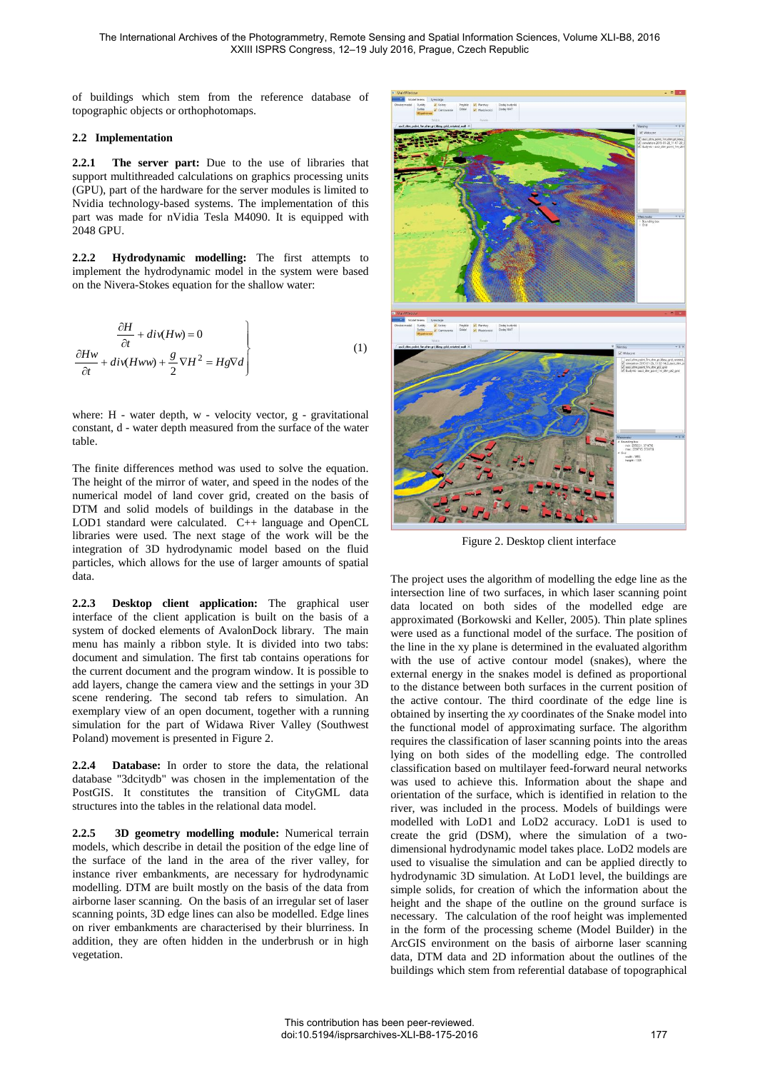of buildings which stem from the reference database of topographic objects or orthophotomaps.

## 2.2 Implementation

**2.2.1 The server part:** Due to the use of libraries that support multithreaded calculations on graphics processing units (GPU), part of the hardware for the server modules is limited to Nvidia technology-based systems. The implementation of this part was made for nVidia Tesla M4090. It is equipped with 2048 GPU.

**2.2.2 Hydrodynamic modelling:** The first attempts to implement the hydrodynamic model in the system were based on the Nivera-Stokes equation for the shallow water:

$$\left.\begin{aligned} \frac{\partial H}{\partial t} + div(Hw) = 0 \\ \frac{\partial Hw}{\partial t} + div(Hww) + \frac{g}{2}\nabla H^2 = Hg\nabla d \end{aligned}\right\} \tag{1}$$

where: H - water depth, w - velocity vector, g - gravitational constant, d - water depth measured from the surface of the water table.

The finite differences method was used to solve the equation. The height of the mirror of water, and speed in the nodes of the numerical model of land cover grid, created on the basis of DTM and solid models of buildings in the database in the LOD1 standard were calculated. C++ language and OpenCL libraries were used. The next stage of the work will be the integration of 3D hydrodynamic model based on the fluid particles, which allows for the use of larger amounts of spatial data.

**2.2.3 Desktop client application:** The graphical user interface of the client application is built on the basis of a system of docked elements of AvalonDock library. The main menu has mainly a ribbon style. It is divided into two tabs: document and simulation. The first tab contains operations for the current document and the program window. It is possible to add layers, change the camera view and the settings in your 3D scene rendering. The second tab refers to simulation. An exemplary view of an open document, together with a running simulation for the part of Widawa River Valley (Southwest Poland) movement is presented in Figure 2.

**2.2.4 Database:** In order to store the data, the relational database "3dcitydb" was chosen in the implementation of the PostGIS. It constitutes the transition of CityGML data structures into the tables in the relational data model.

**2.2.5 3D geometry modelling module:** Numerical terrain models, which describe in detail the position of the edge line of the surface of the land in the area of the river valley, for instance river embankments, are necessary for hydrodynamic modelling. DTM are built mostly on the basis of the data from airborne laser scanning. On the basis of an irregular set of laser scanning points, 3D edge lines can also be modelled. Edge lines on river embankments are characterised by their blurriness. In addition, they are often hidden in the underbrush or in high vegetation.

Figure 2. Desktop client interface

The project uses the algorithm of modelling the edge line as the intersection line of two surfaces, in which laser scanning point data located on both sides of the modelled edge are approximated (Borkowski and Keller, 2005). Thin plate splines were used as a functional model of the surface. The position of the line in the xy plane is determined in the evaluated algorithm with the use of active contour model (snakes), where the external energy in the snakes model is defined as proportional to the distance between both surfaces in the current position of the active contour. The third coordinate of the edge line is obtained by inserting the *xy* coordinates of the Snake model into the functional model of approximating surface. The algorithm requires the classification of laser scanning points into the areas lying on both sides of the modelling edge. The controlled classification based on multilayer feed-forward neural networks was used to achieve this. Information about the shape and orientation of the surface, which is identified in relation to the river, was included in the process. Models of buildings were modelled with LoD1 and LoD2 accuracy. LoD1 is used to create the grid (DSM), where the simulation of a two-dimensional hydrodynamic model takes place. LoD2 models are used to visualise the simulation and can be applied directly to hydrodynamic 3D simulation. At LoD1 level, the buildings are simple solids, for creation of which the information about the height and the shape of the outline on the ground surface is necessary. The calculation of the roof height was implemented in the form of the processing scheme (Model Builder) in the ArcGIS environment on the basis of airborne laser scanning data, DTM data and 2D information about the outlines of the buildings which stem from referential database of topographical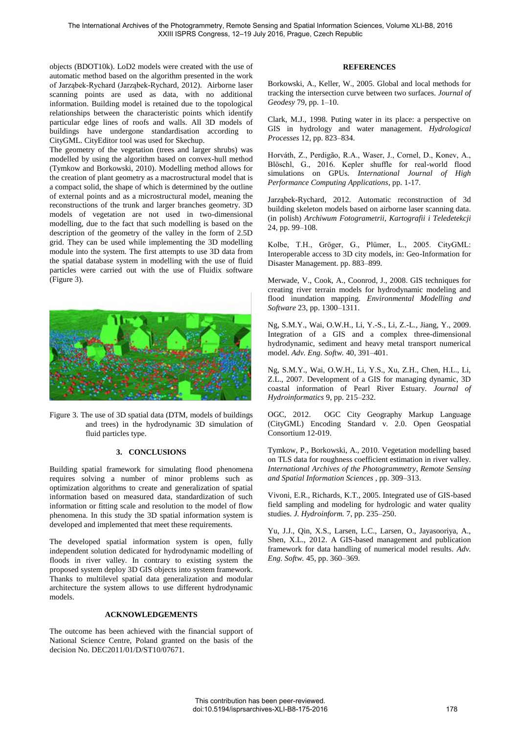objects (BDOT10k). LoD2 models were created with the use of automatic method based on the algorithm presented in the work of Jarząbek-Rychard (Jarząbek-Rychard, 2012). Airborne laser scanning points are used as data, with no additional information. Building model is retained due to the topological relationships between the characteristic points which identify particular edge lines of roofs and walls. All 3D models of buildings have undergone standardisation according to CityGML. CityEditor tool was used for Skechup.

The geometry of the vegetation (trees and larger shrubs) was modelled by using the algorithm based on convex-hull method (Tymkow and Borkowski, 2010). Modelling method allows for the creation of plant geometry as a macrostructural model that is a compact solid, the shape of which is determined by the outline of external points and as a microstructural model, meaning the reconstructions of the trunk and larger branches geometry. 3D models of vegetation are not used in two-dimensional modelling, due to the fact that such modelling is based on the description of the geometry of the valley in the form of 2.5D grid. They can be used while implementing the 3D modelling module into the system. The first attempts to use 3D data from the spatial database system in modelling with the use of fluid particles were carried out with the use of Fluidix software (Figure 3).

Figure 3. The use of 3D spatial data (DTM, models of buildings and trees) in the hydrodynamic 3D simulation of fluid particles type.

## 3. CONCLUSIONS

Building spatial framework for simulating flood phenomena requires solving a number of minor problems such as optimization algorithms to create and generalization of spatial information based on measured data, standardization of such information or fitting scale and resolution to the model of flow phenomena. In this study the 3D spatial information system is developed and implemented that meet these requirements.

The developed spatial information system is open, fully independent solution dedicated for hydrodynamic modelling of floods in river valley. In contrary to existing system the proposed system deploy 3D GIS objects into system framework. Thanks to multilevel spatial data generalization and modular architecture the system allows to use different hydrodynamic models.

## ACKNOWLEDGEMENTS

The outcome has been achieved with the financial support of National Science Centre, Poland granted on the basis of the decision No. DEC2011/01/D/ST10/07671.

## REFERENCES

Borkowski, A., Keller, W., 2005. Global and local methods for tracking the intersection curve between two surfaces. *Journal of Geodesy* 79, pp. 1–10.

Clark, M.J., 1998. Puting water in its place: a perspective on GIS in hydrology and water management. *Hydrological Processes* 12, pp. 823–834.

Horváth, Z., Perdigão, R.A., Waser, J., Cornel, D., Konev, A., Blöschl, G., 2016. Kepler shuffle for real-world flood simulations on GPUs. *International Journal of High Performance Computing Applications*, pp. 1-17.

Jarząbek-Rychard, 2012. Automatic reconstruction of 3d building skeleton models based on airborne laser scanning data. (in polish) *Archiwum Fotogrametrii, Kartografii i Teledetekcji* 24, pp. 99–108.

Kolbe, T.H., Gröger, G., Plümer, L., 2005. CityGML: Interoperable access to 3D city models, in: Geo-Information for Disaster Management. pp. 883–899.

Merwade, V., Cook, A., Coonrod, J., 2008. GIS techniques for creating river terrain models for hydrodynamic modeling and flood inundation mapping. *Environmental Modelling and Software* 23, pp. 1300–1311.

Ng, S.M.Y., Wai, O.W.H., Li, Y.-S., Li, Z.-L., Jiang, Y., 2009. Integration of a GIS and a complex three-dimensional hydrodynamic, sediment and heavy metal transport numerical model. *Adv. Eng. Softw.* 40, 391–401.

Ng, S.M.Y., Wai, O.W.H., Li, Y.S., Xu, Z.H., Chen, H.L., Li, Z.L., 2007. Development of a GIS for managing dynamic, 3D coastal information of Pearl River Estuary. *Journal of Hydroinformatics* 9, pp. 215–232.

OGC, 2012. OGC City Geography Markup Language (CityGML) Encoding Standard v. 2.0. Open Geospatial Consortium 12-019.

Tymkow, P., Borkowski, A., 2010. Vegetation modelling based on TLS data for roughness coefficient estimation in river valley. *International Archives of the Photogrammetry, Remote Sensing and Spatial Information Sciences* , pp. 309–313.

Vivoni, E.R., Richards, K.T., 2005. Integrated use of GIS-based field sampling and modeling for hydrologic and water quality studies. *J. Hydroinform.* 7, pp. 235–250.

Yu, J.J., Qin, X.S., Larsen, L.C., Larsen, O., Jayasooriya, A., Shen, X.L., 2012. A GIS-based management and publication framework for data handling of numerical model results. *Adv. Eng. Softw.* 45, pp. 360–369.